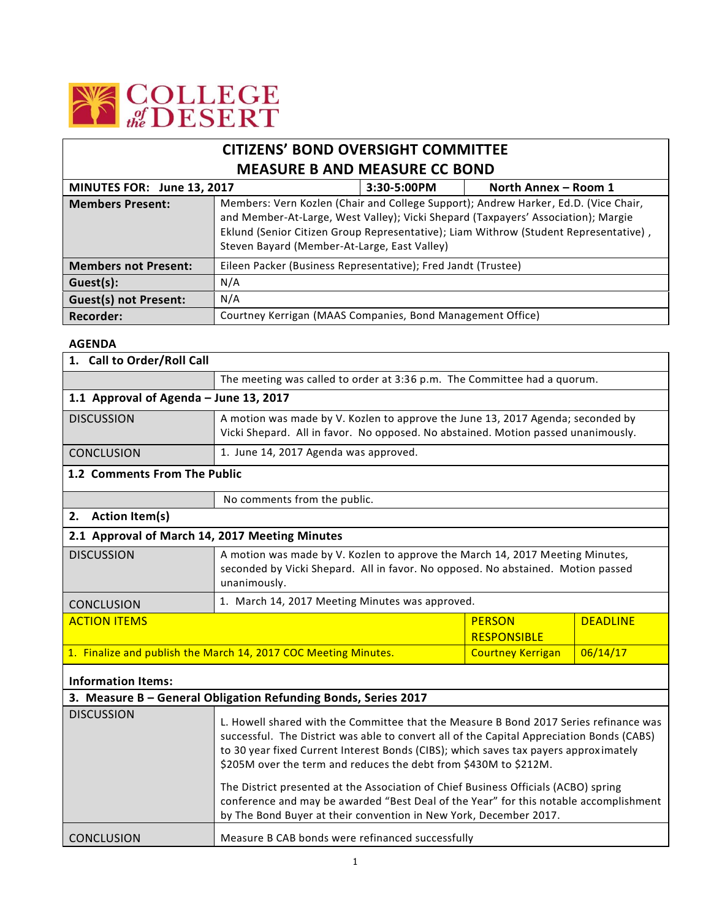COLLEGE of the DESERT

# CITIZENS' BOND OVERSIGHT COMMITTEE
# MEASURE B AND MEASURE CC BOND

| | | | |
|---|---|---|---|
| **MINUTES FOR: June 13, 2017** | | **3:30-5:00PM** | **North Annex – Room 1** |
| **Members Present:** | Members: Vern Kozlen (Chair and College Support); Andrew Harker, Ed.D. (Vice Chair, and Member-At-Large, West Valley); Vicki Shepard (Taxpayers' Association); Margie Eklund (Senior Citizen Group Representative); Liam Withrow (Student Representative), Steven Bayard (Member-At-Large, East Valley) | | |
| **Members not Present:** | Eileen Packer (Business Representative); Fred Jandt (Trustee) | | |
| **Guest(s):** | N/A | | |
| **Guest(s) not Present:** | N/A | | |
| **Recorder:** | Courtney Kerrigan (MAAS Companies, Bond Management Office) | | |

**AGENDA**

| | | | |
|---|---|---|---|
| **1. Call to Order/Roll Call** | | | |
| | The meeting was called to order at 3:36 p.m. The Committee had a quorum. | | |
| **1.1 Approval of Agenda – June 13, 2017** | | | |
| DISCUSSION | A motion was made by V. Kozlen to approve the June 13, 2017 Agenda; seconded by Vicki Shepard. All in favor. No opposed. No abstained. Motion passed unanimously. | | |
| CONCLUSION | 1. June 14, 2017 Agenda was approved. | | |
| **1.2 Comments From The Public** | | | |
| | No comments from the public. | | |
| **2. Action Item(s)** | | | |
| **2.1 Approval of March 14, 2017 Meeting Minutes** | | | |
| DISCUSSION | A motion was made by V. Kozlen to approve the March 14, 2017 Meeting Minutes, seconded by Vicki Shepard. All in favor. No opposed. No abstained. Motion passed unanimously. | | |
| CONCLUSION | 1. March 14, 2017 Meeting Minutes was approved. | | |
| ACTION ITEMS | | PERSON RESPONSIBLE | DEADLINE |
| 1. Finalize and publish the March 14, 2017 COC Meeting Minutes. | | Courtney Kerrigan | 06/14/17 |

**Information Items:**

| | |
|---|---|
| **3. Measure B – General Obligation Refunding Bonds, Series 2017** | |
| DISCUSSION | L. Howell shared with the Committee that the Measure B Bond 2017 Series refinance was successful. The District was able to convert all of the Capital Appreciation Bonds (CABS) to 30 year fixed Current Interest Bonds (CIBS); which saves tax payers approximately $205M over the term and reduces the debt from $430M to $212M.<br><br>The District presented at the Association of Chief Business Officials (ACBO) spring conference and may be awarded "Best Deal of the Year" for this notable accomplishment by The Bond Buyer at their convention in New York, December 2017. |
| CONCLUSION | Measure B CAB bonds were refinanced successfully |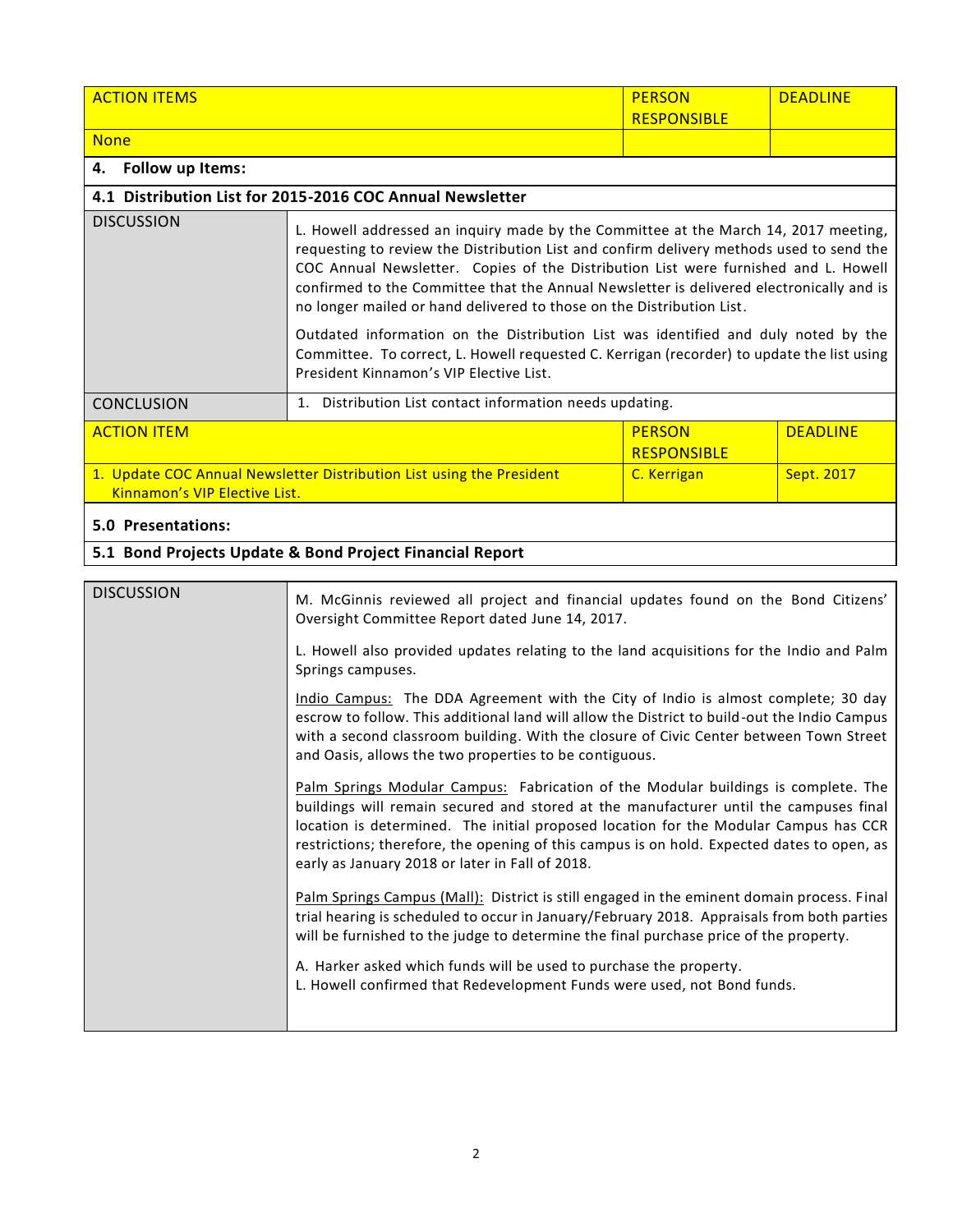| ACTION ITEMS | PERSON RESPONSIBLE | DEADLINE |
|---|---|---|
| None | | |

## 4. Follow up Items:

### 4.1 Distribution List for 2015-2016 COC Annual Newsletter

| | |
|---|---|
| DISCUSSION | L. Howell addressed an inquiry made by the Committee at the March 14, 2017 meeting, requesting to review the Distribution List and confirm delivery methods used to send the COC Annual Newsletter. Copies of the Distribution List were furnished and L. Howell confirmed to the Committee that the Annual Newsletter is delivered electronically and is no longer mailed or hand delivered to those on the Distribution List.<br><br>Outdated information on the Distribution List was identified and duly noted by the Committee. To correct, L. Howell requested C. Kerrigan (recorder) to update the list using President Kinnamon's VIP Elective List. |
| CONCLUSION | 1. Distribution List contact information needs updating. |

| ACTION ITEM | PERSON RESPONSIBLE | DEADLINE |
|---|---|---|
| 1. Update COC Annual Newsletter Distribution List using the President Kinnamon's VIP Elective List. | C. Kerrigan | Sept. 2017 |

## 5.0 Presentations:

### 5.1 Bond Projects Update & Bond Project Financial Report

| | |
|---|---|
| DISCUSSION | M. McGinnis reviewed all project and financial updates found on the Bond Citizens' Oversight Committee Report dated June 14, 2017.<br><br>L. Howell also provided updates relating to the land acquisitions for the Indio and Palm Springs campuses.<br><br><u>Indio Campus:</u> The DDA Agreement with the City of Indio is almost complete; 30 day escrow to follow. This additional land will allow the District to build-out the Indio Campus with a second classroom building. With the closure of Civic Center between Town Street and Oasis, allows the two properties to be contiguous.<br><br><u>Palm Springs Modular Campus:</u> Fabrication of the Modular buildings is complete. The buildings will remain secured and stored at the manufacturer until the campuses final location is determined. The initial proposed location for the Modular Campus has CCR restrictions; therefore, the opening of this campus is on hold. Expected dates to open, as early as January 2018 or later in Fall of 2018.<br><br><u>Palm Springs Campus (Mall):</u> District is still engaged in the eminent domain process. Final trial hearing is scheduled to occur in January/February 2018. Appraisals from both parties will be furnished to the judge to determine the final purchase price of the property.<br><br>A. Harker asked which funds will be used to purchase the property.<br>L. Howell confirmed that Redevelopment Funds were used, not Bond funds. |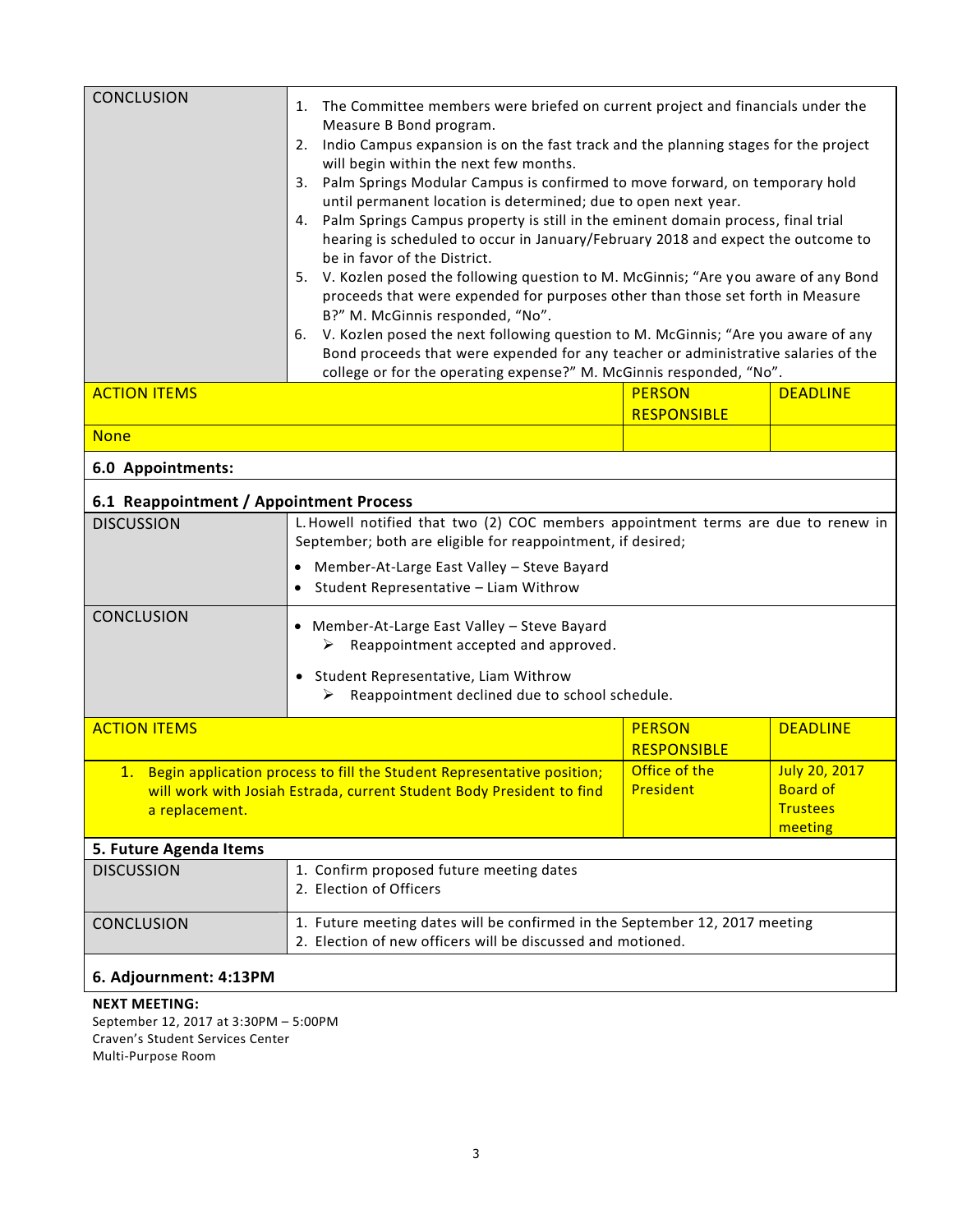| | | | |
|---|---|---|---|
| CONCLUSION | 1. The Committee members were briefed on current project and financials under the Measure B Bond program.<br>2. Indio Campus expansion is on the fast track and the planning stages for the project will begin within the next few months.<br>3. Palm Springs Modular Campus is confirmed to move forward, on temporary hold until permanent location is determined; due to open next year.<br>4. Palm Springs Campus property is still in the eminent domain process, final trial hearing is scheduled to occur in January/February 2018 and expect the outcome to be in favor of the District.<br>5. V. Kozlen posed the following question to M. McGinnis; "Are you aware of any Bond proceeds that were expended for purposes other than those set forth in Measure B?" M. McGinnis responded, "No".<br>6. V. Kozlen posed the next following question to M. McGinnis; "Are you aware of any Bond proceeds that were expended for any teacher or administrative salaries of the college or for the operating expense?" M. McGinnis responded, "No". | | |
| ACTION ITEMS | | PERSON RESPONSIBLE | DEADLINE |
| None | | | |

**6.0 Appointments:**

**6.1 Reappointment / Appointment Process**

| | | | |
|---|---|---|---|
| DISCUSSION | L. Howell notified that two (2) COC members appointment terms are due to renew in September; both are eligible for reappointment, if desired;<br>• Member-At-Large East Valley – Steve Bayard<br>• Student Representative – Liam Withrow | | |
| CONCLUSION | • Member-At-Large East Valley – Steve Bayard<br>➢ Reappointment accepted and approved.<br>• Student Representative, Liam Withrow<br>➢ Reappointment declined due to school schedule. | | |
| ACTION ITEMS | | PERSON RESPONSIBLE | DEADLINE |
| 1. Begin application process to fill the Student Representative position; will work with Josiah Estrada, current Student Body President to find a replacement. | | Office of the President | July 20, 2017 Board of Trustees meeting |

**5. Future Agenda Items**

| | |
|---|---|
| DISCUSSION | 1. Confirm proposed future meeting dates<br>2. Election of Officers |
| CONCLUSION | 1. Future meeting dates will be confirmed in the September 12, 2017 meeting<br>2. Election of new officers will be discussed and motioned. |

**6. Adjournment: 4:13PM**

**NEXT MEETING:**
September 12, 2017 at 3:30PM – 5:00PM
Craven's Student Services Center
Multi-Purpose Room